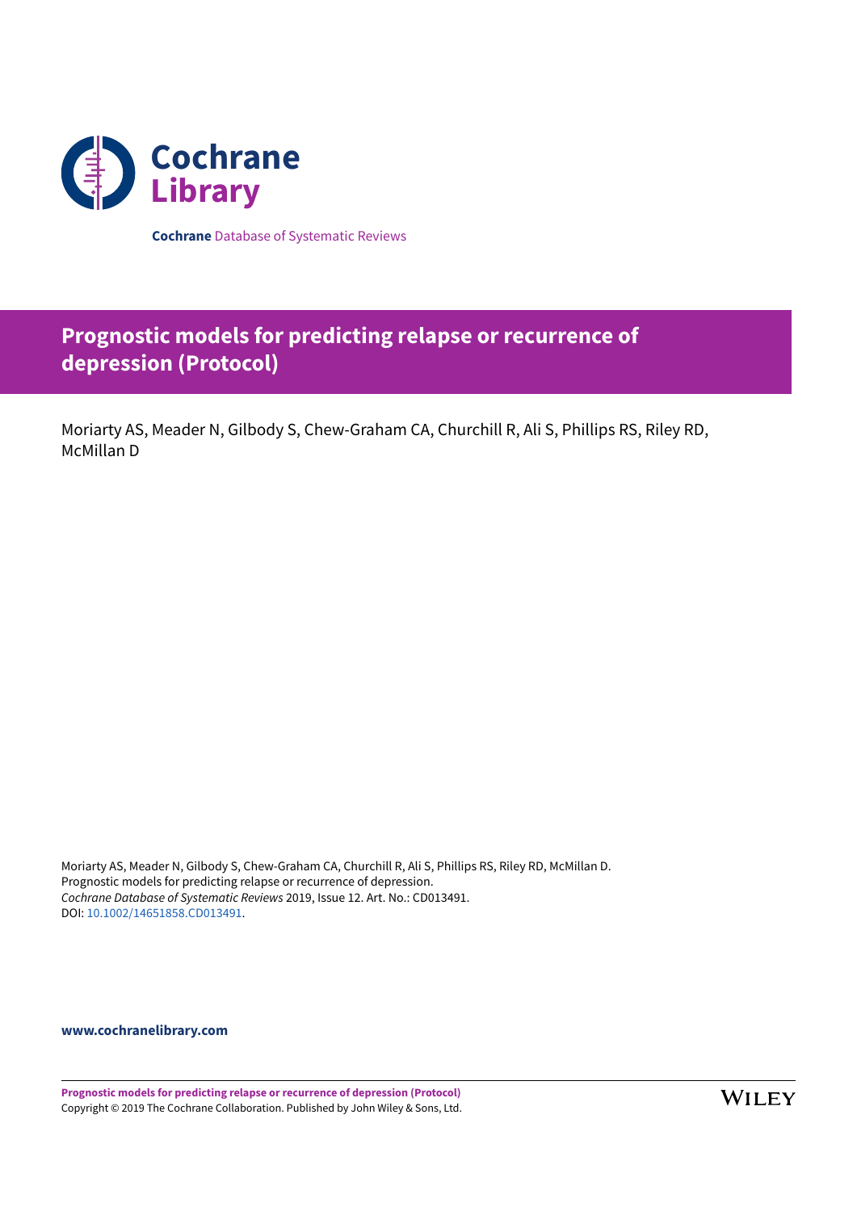Cochrane Library

**Cochrane** Database of Systematic Reviews

# Prognostic models for predicting relapse or recurrence of depression (Protocol)

Moriarty AS, Meader N, Gilbody S, Chew-Graham CA, Churchill R, Ali S, Phillips RS, Riley RD, McMillan D

Moriarty AS, Meader N, Gilbody S, Chew-Graham CA, Churchill R, Ali S, Phillips RS, Riley RD, McMillan D.
Prognostic models for predicting relapse or recurrence of depression.
*Cochrane Database of Systematic Reviews* 2019, Issue 12. Art. No.: CD013491.
DOI: 10.1002/14651858.CD013491.

**www.cochranelibrary.com**

Copyright © 2019 The Cochrane Collaboration. Published by John Wiley & Sons, Ltd.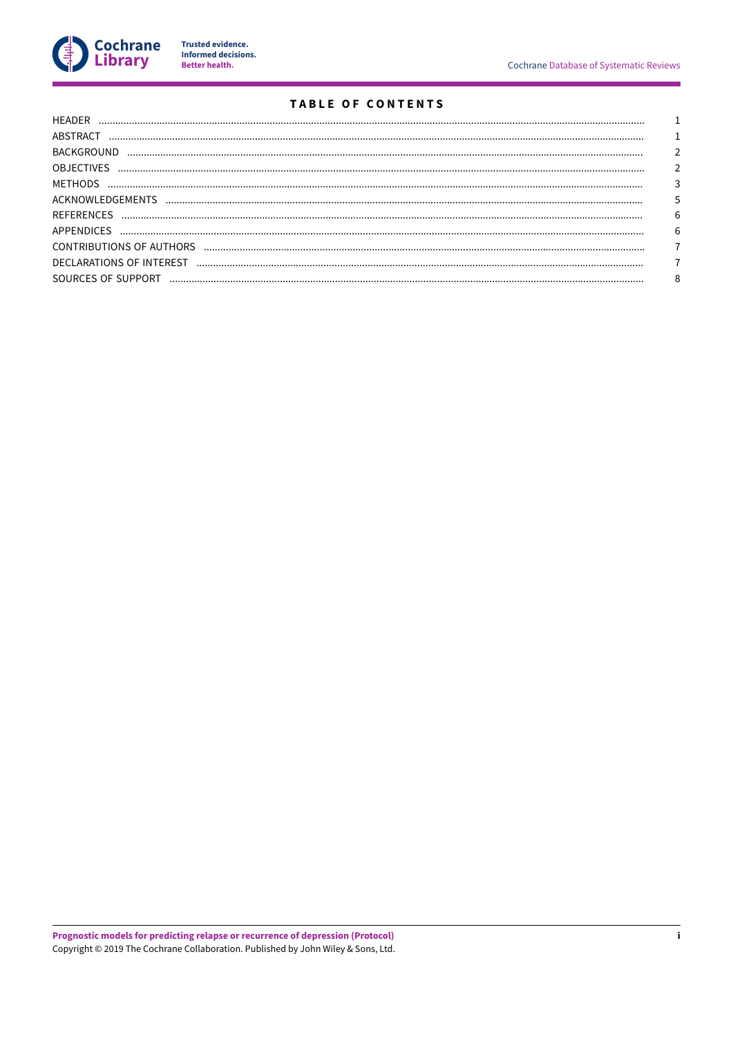# TABLE OF CONTENTS

| | |
|---|---|
| HEADER | 1 |
| ABSTRACT | 1 |
| BACKGROUND | 2 |
| OBJECTIVES | 2 |
| METHODS | 3 |
| ACKNOWLEDGEMENTS | 5 |
| REFERENCES | 6 |
| APPENDICES | 6 |
| CONTRIBUTIONS OF AUTHORS | 7 |
| DECLARATIONS OF INTEREST | 7 |
| SOURCES OF SUPPORT | 8 |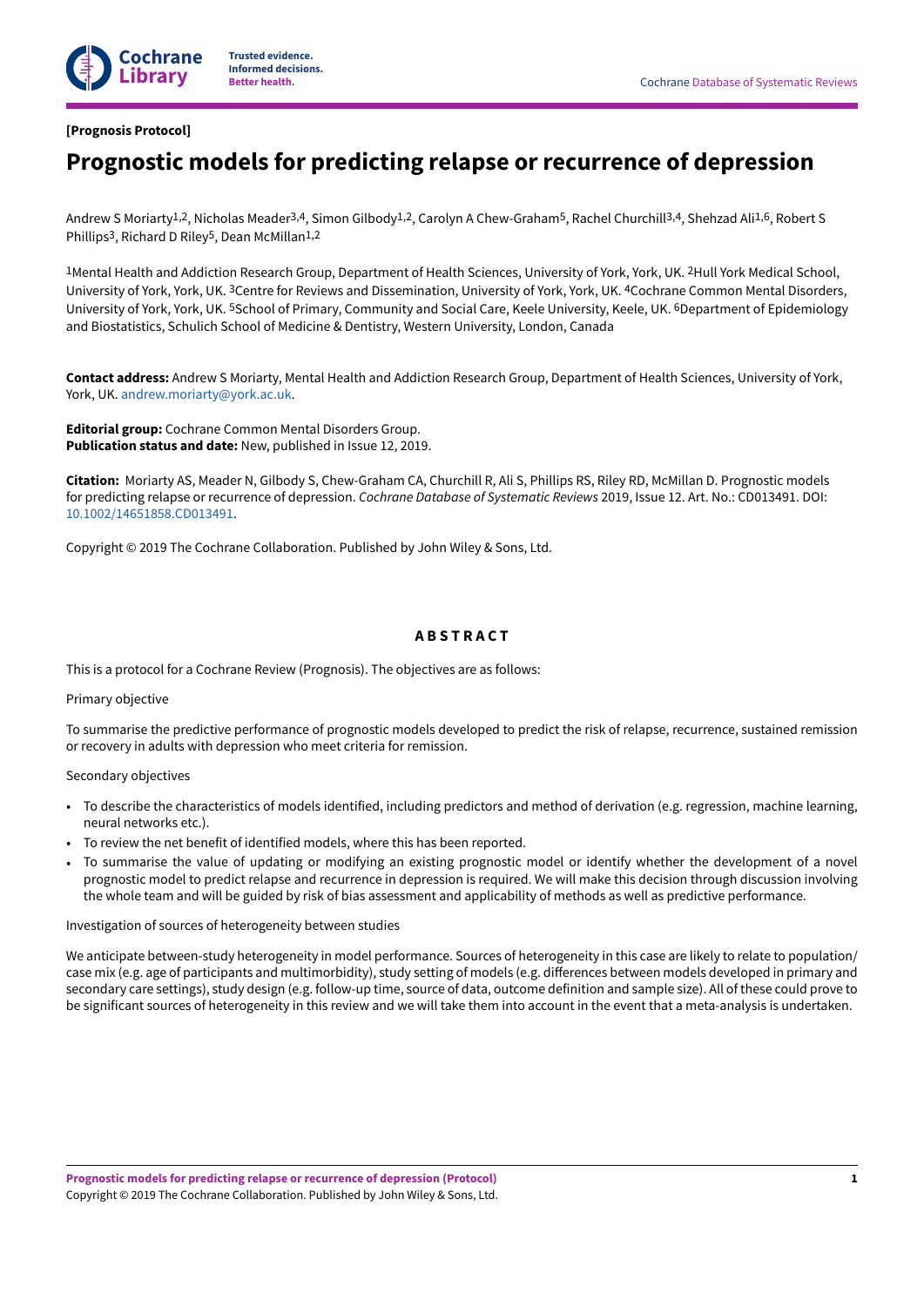**[Prognosis Protocol]**

# Prognostic models for predicting relapse or recurrence of depression

Andrew S Moriarty[1,2], Nicholas Meader[3,4], Simon Gilbody[1,2], Carolyn A Chew-Graham[5], Rachel Churchill[3,4], Shehzad Ali[1,6], Robert S Phillips[3], Richard D Riley[5], Dean McMillan[1,2]

[1]Mental Health and Addiction Research Group, Department of Health Sciences, University of York, York, UK. [2]Hull York Medical School, University of York, York, UK. [3]Centre for Reviews and Dissemination, University of York, York, UK. [4]Cochrane Common Mental Disorders, University of York, York, UK. [5]School of Primary, Community and Social Care, Keele University, Keele, UK. [6]Department of Epidemiology and Biostatistics, Schulich School of Medicine & Dentistry, Western University, London, Canada

**Contact address:** Andrew S Moriarty, Mental Health and Addiction Research Group, Department of Health Sciences, University of York, York, UK. andrew.moriarty@york.ac.uk.

**Editorial group:** Cochrane Common Mental Disorders Group.
**Publication status and date:** New, published in Issue 12, 2019.

**Citation:** Moriarty AS, Meader N, Gilbody S, Chew-Graham CA, Churchill R, Ali S, Phillips RS, Riley RD, McMillan D. Prognostic models for predicting relapse or recurrence of depression. *Cochrane Database of Systematic Reviews* 2019, Issue 12. Art. No.: CD013491. DOI: 10.1002/14651858.CD013491.

Copyright © 2019 The Cochrane Collaboration. Published by John Wiley & Sons, Ltd.

## ABSTRACT

This is a protocol for a Cochrane Review (Prognosis). The objectives are as follows:

Primary objective

To summarise the predictive performance of prognostic models developed to predict the risk of relapse, recurrence, sustained remission or recovery in adults with depression who meet criteria for remission.

Secondary objectives

- To describe the characteristics of models identified, including predictors and method of derivation (e.g. regression, machine learning, neural networks etc.).
- To review the net benefit of identified models, where this has been reported.
- To summarise the value of updating or modifying an existing prognostic model or identify whether the development of a novel prognostic model to predict relapse and recurrence in depression is required. We will make this decision through discussion involving the whole team and will be guided by risk of bias assessment and applicability of methods as well as predictive performance.

Investigation of sources of heterogeneity between studies

We anticipate between-study heterogeneity in model performance. Sources of heterogeneity in this case are likely to relate to population/case mix (e.g. age of participants and multimorbidity), study setting of models (e.g. differences between models developed in primary and secondary care settings), study design (e.g. follow-up time, source of data, outcome definition and sample size). All of these could prove to be significant sources of heterogeneity in this review and we will take them into account in the event that a meta-analysis is undertaken.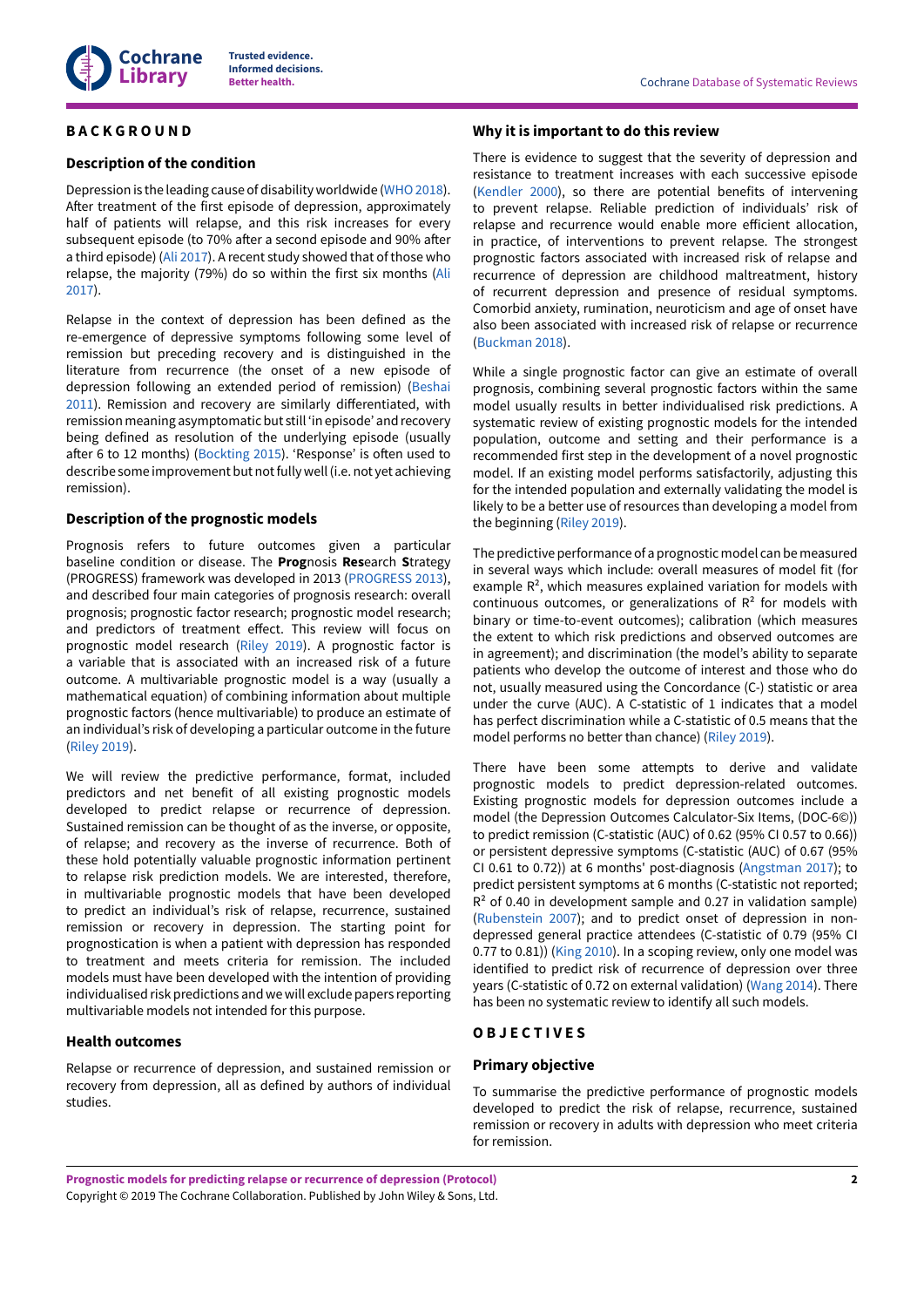# BACKGROUND

## Description of the condition

Depression is the leading cause of disability worldwide (WHO 2018). After treatment of the first episode of depression, approximately half of patients will relapse, and this risk increases for every subsequent episode (to 70% after a second episode and 90% after a third episode) (Ali 2017). A recent study showed that of those who relapse, the majority (79%) do so within the first six months (Ali 2017).

Relapse in the context of depression has been defined as the re-emergence of depressive symptoms following some level of remission but preceding recovery and is distinguished in the literature from recurrence (the onset of a new episode of depression following an extended period of remission) (Beshai 2011). Remission and recovery are similarly differentiated, with remission meaning asymptomatic but still 'in episode' and recovery being defined as resolution of the underlying episode (usually after 6 to 12 months) (Bockting 2015). 'Response' is often used to describe some improvement but not fully well (i.e. not yet achieving remission).

## Description of the prognostic models

Prognosis refers to future outcomes given a particular baseline condition or disease. The **Prog**nosis **Res**earch **S**trategy (PROGRESS) framework was developed in 2013 (PROGRESS 2013), and described four main categories of prognosis research: overall prognosis; prognostic factor research; prognostic model research; and predictors of treatment effect. This review will focus on prognostic model research (Riley 2019). A prognostic factor is a variable that is associated with an increased risk of a future outcome. A multivariable prognostic model is a way (usually a mathematical equation) of combining information about multiple prognostic factors (hence multivariable) to produce an estimate of an individual's risk of developing a particular outcome in the future (Riley 2019).

We will review the predictive performance, format, included predictors and net benefit of all existing prognostic models developed to predict relapse or recurrence of depression. Sustained remission can be thought of as the inverse, or opposite, of relapse; and recovery as the inverse of recurrence. Both of these hold potentially valuable prognostic information pertinent to relapse risk prediction models. We are interested, therefore, in multivariable prognostic models that have been developed to predict an individual's risk of relapse, recurrence, sustained remission or recovery in depression. The starting point for prognostication is when a patient with depression has responded to treatment and meets criteria for remission. The included models must have been developed with the intention of providing individualised risk predictions and we will exclude papers reporting multivariable models not intended for this purpose.

## Health outcomes

Relapse or recurrence of depression, and sustained remission or recovery from depression, all as defined by authors of individual studies.

## Why it is important to do this review

There is evidence to suggest that the severity of depression and resistance to treatment increases with each successive episode (Kendler 2000), so there are potential benefits of intervening to prevent relapse. Reliable prediction of individuals' risk of relapse and recurrence would enable more efficient allocation, in practice, of interventions to prevent relapse. The strongest prognostic factors associated with increased risk of relapse and recurrence of depression are childhood maltreatment, history of recurrent depression and presence of residual symptoms. Comorbid anxiety, rumination, neuroticism and age of onset have also been associated with increased risk of relapse or recurrence (Buckman 2018).

While a single prognostic factor can give an estimate of overall prognosis, combining several prognostic factors within the same model usually results in better individualised risk predictions. A systematic review of existing prognostic models for the intended population, outcome and setting and their performance is a recommended first step in the development of a novel prognostic model. If an existing model performs satisfactorily, adjusting this for the intended population and externally validating the model is likely to be a better use of resources than developing a model from the beginning (Riley 2019).

The predictive performance of a prognostic model can be measured in several ways which include: overall measures of model fit (for example $R^2$, which measures explained variation for models with continuous outcomes, or generalizations of $R^2$ for models with binary or time-to-event outcomes); calibration (which measures the extent to which risk predictions and observed outcomes are in agreement); and discrimination (the model's ability to separate patients who develop the outcome of interest and those who do not, usually measured using the Concordance (C-) statistic or area under the curve (AUC). A C-statistic of 1 indicates that a model has perfect discrimination while a C-statistic of 0.5 means that the model performs no better than chance) (Riley 2019).

There have been some attempts to derive and validate prognostic models to predict depression-related outcomes. Existing prognostic models for depression outcomes include a model (the Depression Outcomes Calculator-Six Items, (DOC-6©)) to predict remission (C-statistic (AUC) of 0.62 (95% CI 0.57 to 0.66)) or persistent depressive symptoms (C-statistic (AUC) of 0.67 (95% CI 0.61 to 0.72)) at 6 months' post-diagnosis (Angstman 2017); to predict persistent symptoms at 6 months (C-statistic not reported; $R^2$ of 0.40 in development sample and 0.27 in validation sample) (Rubenstein 2007); and to predict onset of depression in non-depressed general practice attendees (C-statistic of 0.79 (95% CI 0.77 to 0.81)) (King 2010). In a scoping review, only one model was identified to predict risk of recurrence of depression over three years (C-statistic of 0.72 on external validation) (Wang 2014). There has been no systematic review to identify all such models.

# OBJECTIVES

## Primary objective

To summarise the predictive performance of prognostic models developed to predict the risk of relapse, recurrence, sustained remission or recovery in adults with depression who meet criteria for remission.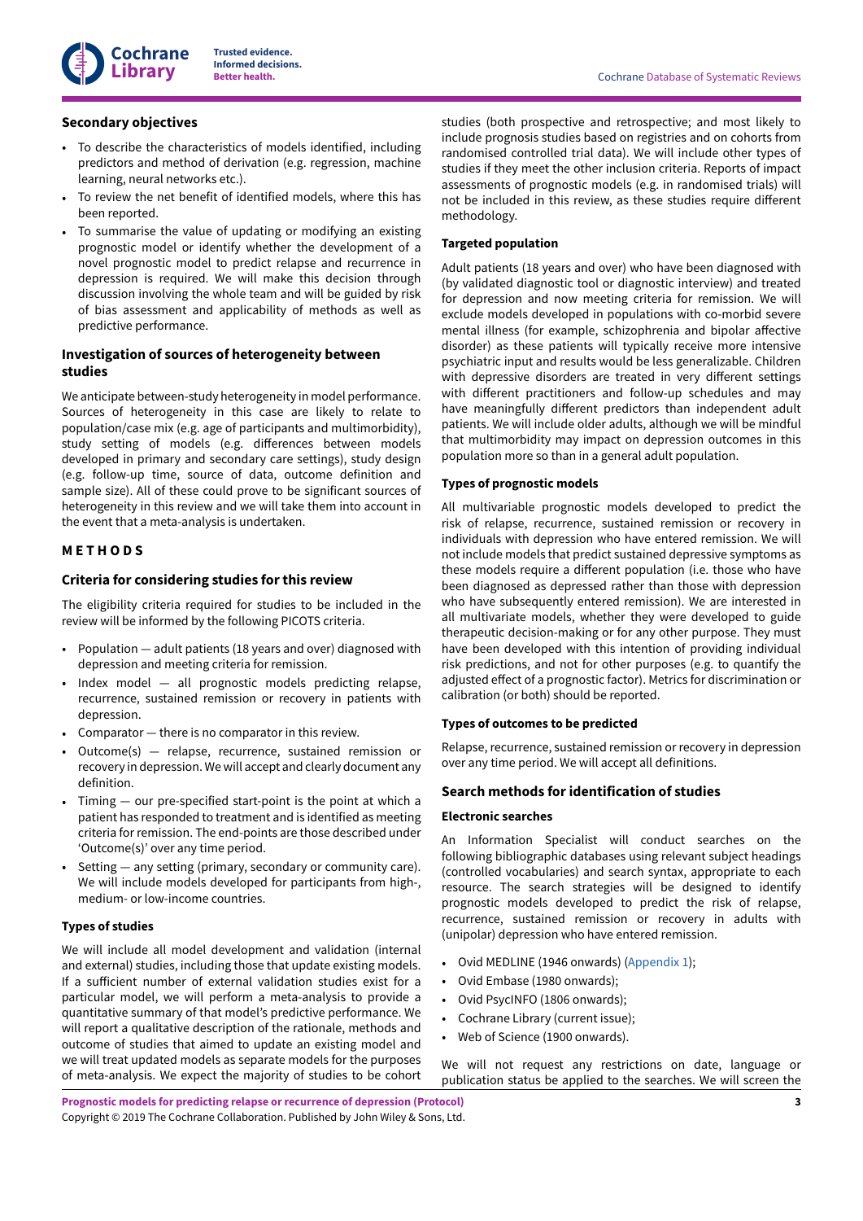### Secondary objectives

- To describe the characteristics of models identified, including predictors and method of derivation (e.g. regression, machine learning, neural networks etc.).
- To review the net benefit of identified models, where this has been reported.
- To summarise the value of updating or modifying an existing prognostic model or identify whether the development of a novel prognostic model to predict relapse and recurrence in depression is required. We will make this decision through discussion involving the whole team and will be guided by risk of bias assessment and applicability of methods as well as predictive performance.

### Investigation of sources of heterogeneity between studies

We anticipate between-study heterogeneity in model performance. Sources of heterogeneity in this case are likely to relate to population/case mix (e.g. age of participants and multimorbidity), study setting of models (e.g. differences between models developed in primary and secondary care settings), study design (e.g. follow-up time, source of data, outcome definition and sample size). All of these could prove to be significant sources of heterogeneity in this review and we will take them into account in the event that a meta-analysis is undertaken.

## METHODS

### Criteria for considering studies for this review

The eligibility criteria required for studies to be included in the review will be informed by the following PICOTS criteria.

- Population — adult patients (18 years and over) diagnosed with depression and meeting criteria for remission.
- Index model — all prognostic models predicting relapse, recurrence, sustained remission or recovery in patients with depression.
- Comparator — there is no comparator in this review.
- Outcome(s) — relapse, recurrence, sustained remission or recovery in depression. We will accept and clearly document any definition.
- Timing — our pre-specified start-point is the point at which a patient has responded to treatment and is identified as meeting criteria for remission. The end-points are those described under 'Outcome(s)' over any time period.
- Setting — any setting (primary, secondary or community care). We will include models developed for participants from high-, medium- or low-income countries.

#### Types of studies

We will include all model development and validation (internal and external) studies, including those that update existing models. If a sufficient number of external validation studies exist for a particular model, we will perform a meta-analysis to provide a quantitative summary of that model's predictive performance. We will report a qualitative description of the rationale, methods and outcome of studies that aimed to update an existing model and we will treat updated models as separate models for the purposes of meta-analysis. We expect the majority of studies to be cohort studies (both prospective and retrospective; and most likely to include prognosis studies based on registries and on cohorts from randomised controlled trial data). We will include other types of studies if they meet the other inclusion criteria. Reports of impact assessments of prognostic models (e.g. in randomised trials) will not be included in this review, as these studies require different methodology.

#### Targeted population

Adult patients (18 years and over) who have been diagnosed with (by validated diagnostic tool or diagnostic interview) and treated for depression and now meeting criteria for remission. We will exclude models developed in populations with co-morbid severe mental illness (for example, schizophrenia and bipolar affective disorder) as these patients will typically receive more intensive psychiatric input and results would be less generalizable. Children with depressive disorders are treated in very different settings with different practitioners and follow-up schedules and may have meaningfully different predictors than independent adult patients. We will include older adults, although we will be mindful that multimorbidity may impact on depression outcomes in this population more so than in a general adult population.

#### Types of prognostic models

All multivariable prognostic models developed to predict the risk of relapse, recurrence, sustained remission or recovery in individuals with depression who have entered remission. We will not include models that predict sustained depressive symptoms as these models require a different population (i.e. those who have been diagnosed as depressed rather than those with depression who have subsequently entered remission). We are interested in all multivariate models, whether they were developed to guide therapeutic decision-making or for any other purpose. They must have been developed with this intention of providing individual risk predictions, and not for other purposes (e.g. to quantify the adjusted effect of a prognostic factor). Metrics for discrimination or calibration (or both) should be reported.

#### Types of outcomes to be predicted

Relapse, recurrence, sustained remission or recovery in depression over any time period. We will accept all definitions.

### Search methods for identification of studies

#### Electronic searches

An Information Specialist will conduct searches on the following bibliographic databases using relevant subject headings (controlled vocabularies) and search syntax, appropriate to each resource. The search strategies will be designed to identify prognostic models developed to predict the risk of relapse, recurrence, sustained remission or recovery in adults with (unipolar) depression who have entered remission.

- Ovid MEDLINE (1946 onwards) (Appendix 1);
- Ovid Embase (1980 onwards);
- Ovid PsycINFO (1806 onwards);
- Cochrane Library (current issue);
- Web of Science (1900 onwards).

We will not request any restrictions on date, language or publication status be applied to the searches. We will screen the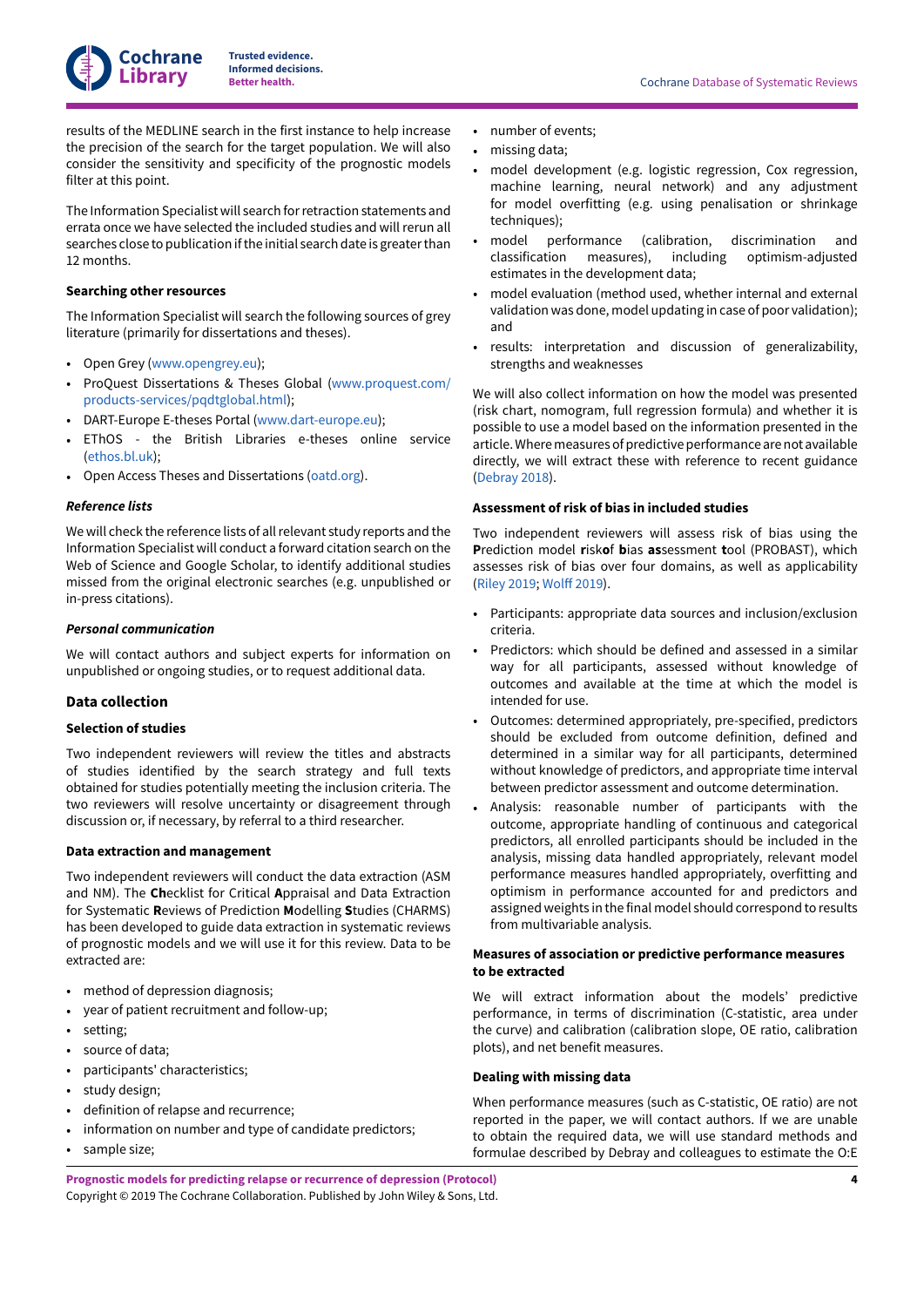results of the MEDLINE search in the first instance to help increase the precision of the search for the target population. We will also consider the sensitivity and specificity of the prognostic models filter at this point.

The Information Specialist will search for retraction statements and errata once we have selected the included studies and will rerun all searches close to publication if the initial search date is greater than 12 months.

### Searching other resources

The Information Specialist will search the following sources of grey literature (primarily for dissertations and theses).

- Open Grey (www.opengrey.eu);
- ProQuest Dissertations & Theses Global (www.proquest.com/products-services/pqdtglobal.html);
- DART-Europe E-theses Portal (www.dart-europe.eu);
- EThOS - the British Libraries e-theses online service (ethos.bl.uk);
- Open Access Theses and Dissertations (oatd.org).

#### *Reference lists*

We will check the reference lists of all relevant study reports and the Information Specialist will conduct a forward citation search on the Web of Science and Google Scholar, to identify additional studies missed from the original electronic searches (e.g. unpublished or in-press citations).

#### *Personal communication*

We will contact authors and subject experts for information on unpublished or ongoing studies, or to request additional data.

## Data collection

### Selection of studies

Two independent reviewers will review the titles and abstracts of studies identified by the search strategy and full texts obtained for studies potentially meeting the inclusion criteria. The two reviewers will resolve uncertainty or disagreement through discussion or, if necessary, by referral to a third researcher.

### Data extraction and management

Two independent reviewers will conduct the data extraction (ASM and NM). The **Ch**ecklist for Critical **A**ppraisal and Data Extraction for Systematic **R**eviews of Prediction **M**odelling **S**tudies (CHARMS) has been developed to guide data extraction in systematic reviews of prognostic models and we will use it for this review. Data to be extracted are:

- method of depression diagnosis;
- year of patient recruitment and follow-up;
- setting;
- source of data;
- participants' characteristics;
- study design;
- definition of relapse and recurrence;
- information on number and type of candidate predictors;
- sample size;
- number of events;
- missing data;
- model development (e.g. logistic regression, Cox regression, machine learning, neural network) and any adjustment for model overfitting (e.g. using penalisation or shrinkage techniques);
- model performance (calibration, discrimination and classification measures), including optimism-adjusted estimates in the development data;
- model evaluation (method used, whether internal and external validation was done, model updating in case of poor validation); and
- results: interpretation and discussion of generalizability, strengths and weaknesses

We will also collect information on how the model was presented (risk chart, nomogram, full regression formula) and whether it is possible to use a model based on the information presented in the article. Where measures of predictive performance are not available directly, we will extract these with reference to recent guidance (Debray 2018).

### Assessment of risk of bias in included studies

Two independent reviewers will assess risk of bias using the **P**rediction model **r**isk **o**f **b**ias **as**sessment **t**ool (PROBAST), which assesses risk of bias over four domains, as well as applicability (Riley 2019; Wolff 2019).

- Participants: appropriate data sources and inclusion/exclusion criteria.
- Predictors: which should be defined and assessed in a similar way for all participants, assessed without knowledge of outcomes and available at the time at which the model is intended for use.
- Outcomes: determined appropriately, pre-specified, predictors should be excluded from outcome definition, defined and determined in a similar way for all participants, determined without knowledge of predictors, and appropriate time interval between predictor assessment and outcome determination.
- Analysis: reasonable number of participants with the outcome, appropriate handling of continuous and categorical predictors, all enrolled participants should be included in the analysis, missing data handled appropriately, relevant model performance measures handled appropriately, overfitting and optimism in performance accounted for and predictors and assigned weights in the final model should correspond to results from multivariable analysis.

### Measures of association or predictive performance measures to be extracted

We will extract information about the models' predictive performance, in terms of discrimination (C-statistic, area under the curve) and calibration (calibration slope, OE ratio, calibration plots), and net benefit measures.

### Dealing with missing data

When performance measures (such as C-statistic, OE ratio) are not reported in the paper, we will contact authors. If we are unable to obtain the required data, we will use standard methods and formulae described by Debray and colleagues to estimate the O:E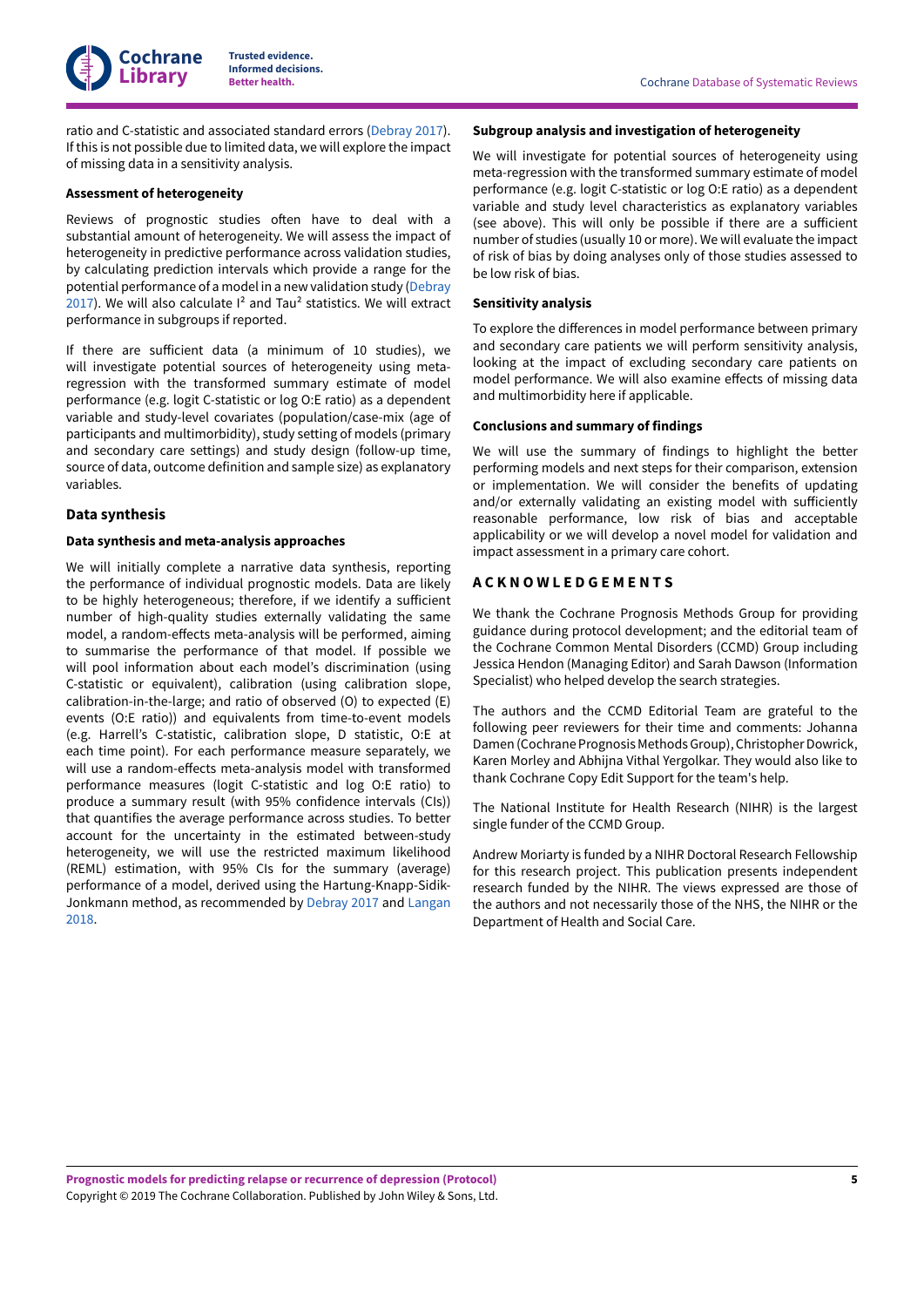ratio and C-statistic and associated standard errors (Debray 2017). If this is not possible due to limited data, we will explore the impact of missing data in a sensitivity analysis.

#### Assessment of heterogeneity

Reviews of prognostic studies often have to deal with a substantial amount of heterogeneity. We will assess the impact of heterogeneity in predictive performance across validation studies, by calculating prediction intervals which provide a range for the potential performance of a model in a new validation study (Debray 2017). We will also calculate $I^2$ and $Tau^2$ statistics. We will extract performance in subgroups if reported.

If there are sufficient data (a minimum of 10 studies), we will investigate potential sources of heterogeneity using meta-regression with the transformed summary estimate of model performance (e.g. logit C-statistic or log O:E ratio) as a dependent variable and study-level covariates (population/case-mix (age of participants and multimorbidity), study setting of models (primary and secondary care settings) and study design (follow-up time, source of data, outcome definition and sample size) as explanatory variables.

### Data synthesis

#### Data synthesis and meta-analysis approaches

We will initially complete a narrative data synthesis, reporting the performance of individual prognostic models. Data are likely to be highly heterogeneous; therefore, if we identify a sufficient number of high-quality studies externally validating the same model, a random-effects meta-analysis will be performed, aiming to summarise the performance of that model. If possible we will pool information about each model's discrimination (using C-statistic or equivalent), calibration (using calibration slope, calibration-in-the-large; and ratio of observed (O) to expected (E) events (O:E ratio)) and equivalents from time-to-event models (e.g. Harrell's C-statistic, calibration slope, D statistic, O:E at each time point). For each performance measure separately, we will use a random-effects meta-analysis model with transformed performance measures (logit C-statistic and log O:E ratio) to produce a summary result (with 95% confidence intervals (CIs)) that quantifies the average performance across studies. To better account for the uncertainty in the estimated between-study heterogeneity, we will use the restricted maximum likelihood (REML) estimation, with 95% CIs for the summary (average) performance of a model, derived using the Hartung-Knapp-Sidik-Jonkmann method, as recommended by Debray 2017 and Langan 2018.

#### Subgroup analysis and investigation of heterogeneity

We will investigate for potential sources of heterogeneity using meta-regression with the transformed summary estimate of model performance (e.g. logit C-statistic or log O:E ratio) as a dependent variable and study level characteristics as explanatory variables (see above). This will only be possible if there are a sufficient number of studies (usually 10 or more). We will evaluate the impact of risk of bias by doing analyses only of those studies assessed to be low risk of bias.

#### Sensitivity analysis

To explore the differences in model performance between primary and secondary care patients we will perform sensitivity analysis, looking at the impact of excluding secondary care patients on model performance. We will also examine effects of missing data and multimorbidity here if applicable.

#### Conclusions and summary of findings

We will use the summary of findings to highlight the better performing models and next steps for their comparison, extension or implementation. We will consider the benefits of updating and/or externally validating an existing model with sufficiently reasonable performance, low risk of bias and acceptable applicability or we will develop a novel model for validation and impact assessment in a primary care cohort.

## ACKNOWLEDGEMENTS

We thank the Cochrane Prognosis Methods Group for providing guidance during protocol development; and the editorial team of the Cochrane Common Mental Disorders (CCMD) Group including Jessica Hendon (Managing Editor) and Sarah Dawson (Information Specialist) who helped develop the search strategies.

The authors and the CCMD Editorial Team are grateful to the following peer reviewers for their time and comments: Johanna Damen (Cochrane Prognosis Methods Group), Christopher Dowrick, Karen Morley and Abhijna Vithal Yergolkar. They would also like to thank Cochrane Copy Edit Support for the team's help.

The National Institute for Health Research (NIHR) is the largest single funder of the CCMD Group.

Andrew Moriarty is funded by a NIHR Doctoral Research Fellowship for this research project. This publication presents independent research funded by the NIHR. The views expressed are those of the authors and not necessarily those of the NHS, the NIHR or the Department of Health and Social Care.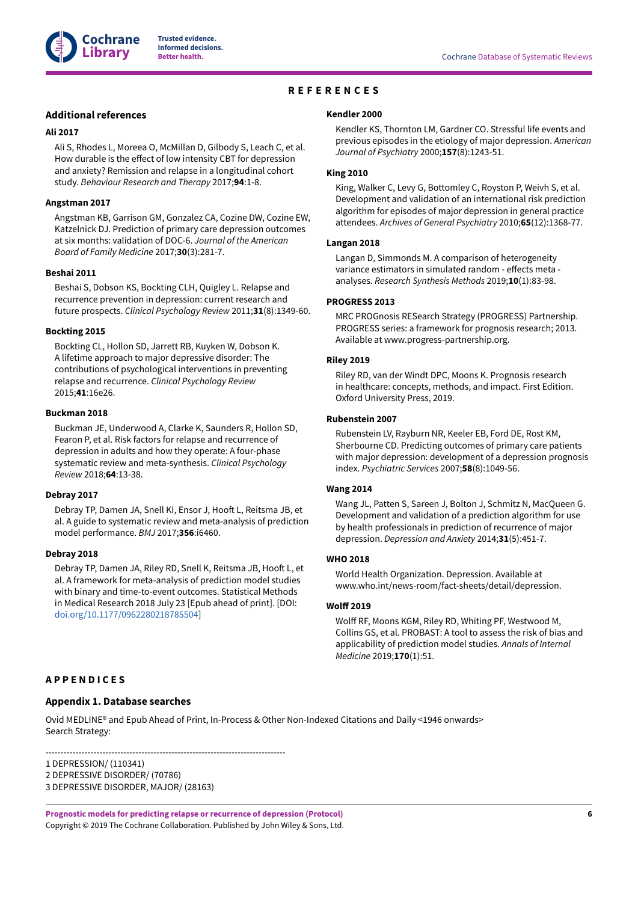# REFERENCES

## Additional references

### Ali 2017

Ali S, Rhodes L, Moreea O, McMillan D, Gilbody S, Leach C, et al. How durable is the effect of low intensity CBT for depression and anxiety? Remission and relapse in a longitudinal cohort study. *Behaviour Research and Therapy* 2017;**94**:1-8.

### Angstman 2017

Angstman KB, Garrison GM, Gonzalez CA, Cozine DW, Cozine EW, Katzelnick DJ. Prediction of primary care depression outcomes at six months: validation of DOC-6. *Journal of the American Board of Family Medicine* 2017;**30**(3):281-7.

### Beshai 2011

Beshai S, Dobson KS, Bockting CLH, Quigley L. Relapse and recurrence prevention in depression: current research and future prospects. *Clinical Psychology Review* 2011;**31**(8):1349-60.

### Bockting 2015

Bockting CL, Hollon SD, Jarrett RB, Kuyken W, Dobson K. A lifetime approach to major depressive disorder: The contributions of psychological interventions in preventing relapse and recurrence. *Clinical Psychology Review* 2015;**41**:16e26.

### Buckman 2018

Buckman JE, Underwood A, Clarke K, Saunders R, Hollon SD, Fearon P, et al. Risk factors for relapse and recurrence of depression in adults and how they operate: A four-phase systematic review and meta-synthesis. *Clinical Psychology Review* 2018;**64**:13-38.

### Debray 2017

Debray TP, Damen JA, Snell KI, Ensor J, Hooft L, Reitsma JB, et al. A guide to systematic review and meta-analysis of prediction model performance. *BMJ* 2017;**356**:i6460.

### Debray 2018

Debray TP, Damen JA, Riley RD, Snell K, Reitsma JB, Hooft L, et al. A framework for meta-analysis of prediction model studies with binary and time-to-event outcomes. Statistical Methods in Medical Research 2018 July 23 [Epub ahead of print]. [DOI: doi.org/10.1177/0962280218785504]

### Kendler 2000

Kendler KS, Thornton LM, Gardner CO. Stressful life events and previous episodes in the etiology of major depression. *American Journal of Psychiatry* 2000;**157**(8):1243-51.

### King 2010

King, Walker C, Levy G, Bottomley C, Royston P, Weivh S, et al. Development and validation of an international risk prediction algorithm for episodes of major depression in general practice attendees. *Archives of General Psychiatry* 2010;**65**(12):1368-77.

### Langan 2018

Langan D, Simmonds M. A comparison of heterogeneity variance estimators in simulated random - effects meta - analyses. *Research Synthesis Methods* 2019;**10**(1):83-98.

### PROGRESS 2013

MRC PROGnosis RESearch Strategy (PROGRESS) Partnership. PROGRESS series: a framework for prognosis research; 2013. Available at www.progress-partnership.org.

### Riley 2019

Riley RD, van der Windt DPC, Moons K. Prognosis research in healthcare: concepts, methods, and impact. First Edition. Oxford University Press, 2019.

### Rubenstein 2007

Rubenstein LV, Rayburn NR, Keeler EB, Ford DE, Rost KM, Sherbourne CD. Predicting outcomes of primary care patients with major depression: development of a depression prognosis index. *Psychiatric Services* 2007;**58**(8):1049-56.

### Wang 2014

Wang JL, Patten S, Sareen J, Bolton J, Schmitz N, MacQueen G. Development and validation of a prediction algorithm for use by health professionals in prediction of recurrence of major depression. *Depression and Anxiety* 2014;**31**(5):451-7.

### WHO 2018

World Health Organization. Depression. Available at www.who.int/news-room/fact-sheets/detail/depression.

### Wolff 2019

Wolff RF, Moons KGM, Riley RD, Whiting PF, Westwood M, Collins GS, et al. PROBAST: A tool to assess the risk of bias and applicability of prediction model studies. *Annals of Internal Medicine* 2019;**170**(1):51.

# APPENDICES

## Appendix 1. Database searches

Ovid MEDLINE® and Epub Ahead of Print, In-Process & Other Non-Indexed Citations and Daily <1946 onwards>
Search Strategy:

```
--------------------------------------------------------------------------------
1 DEPRESSION/ (110341)
2 DEPRESSIVE DISORDER/ (70786)
3 DEPRESSIVE DISORDER, MAJOR/ (28163)
```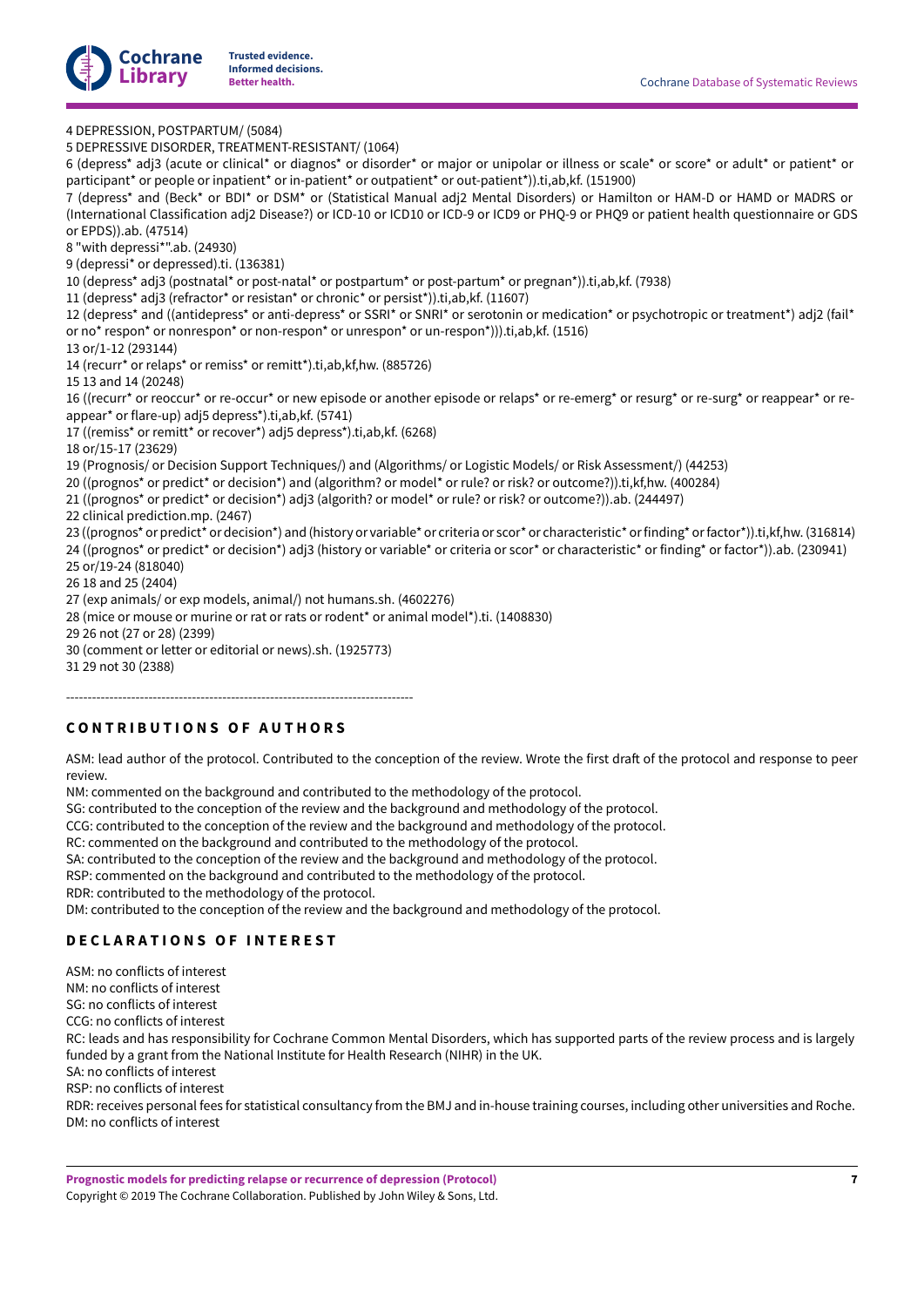4 DEPRESSION, POSTPARTUM/ (5084)
5 DEPRESSIVE DISORDER, TREATMENT-RESISTANT/ (1064)
6 (depress* adj3 (acute or clinical* or diagnos* or disorder* or major or unipolar or illness or scale* or score* or adult* or patient* or participant* or people or inpatient* or in-patient* or outpatient* or out-patient*)).ti,ab,kf. (151900)
7 (depress* and (Beck* or BDI* or DSM* or (Statistical Manual adj2 Mental Disorders) or Hamilton or HAM-D or HAMD or MADRS or (International Classification adj2 Disease?) or ICD-10 or ICD10 or ICD-9 or ICD9 or PHQ-9 or PHQ9 or patient health questionnaire or GDS or EPDS)).ab. (47514)
8 "with depressi*".ab. (24930)
9 (depressi* or depressed).ti. (136381)
10 (depress* adj3 (postnatal* or post-natal* or postpartum* or post-partum* or pregnan*)).ti,ab,kf. (7938)
11 (depress* adj3 (refractor* or resistan* or chronic* or persist*)).ti,ab,kf. (11607)
12 (depress* and ((antidepress* or anti-depress* or SSRI* or SNRI* or serotonin or medication* or psychotropic or treatment*) adj2 (fail* or no* respon* or nonrespon* or non-respon* or unrespon* or un-respon*))).ti,ab,kf. (1516)
13 or/1-12 (293144)
14 (recurr* or relaps* or remiss* or remitt*).ti,ab,kf,hw. (885726)
15 13 and 14 (20248)
16 ((recurr* or reoccur* or re-occur* or new episode or another episode or relaps* or re-emerg* or resurg* or re-surg* or reappear* or re-appear* or flare-up) adj5 depress*).ti,ab,kf. (5741)
17 ((remiss* or remitt* or recover*) adj5 depress*).ti,ab,kf. (6268)
18 or/15-17 (23629)
19 (Prognosis/ or Decision Support Techniques/) and (Algorithms/ or Logistic Models/ or Risk Assessment/) (44253)
20 ((prognos* or predict* or decision*) and (algorithm? or model* or rule? or risk? or outcome?)).ti,kf,hw. (400284)
21 ((prognos* or predict* or decision*) adj3 (algorit? or model* or rule? or risk? or outcome?)).ab. (244497)
22 clinical prediction.mp. (2467)
23 ((prognos* or predict* or decision*) and (history or variable* or criteria or scor* or characteristic* or finding* or factor*)).ti,kf,hw. (316814)
24 ((prognos* or predict* or decision*) adj3 (history or variable* or criteria or scor* or characteristic* or finding* or factor*)).ab. (230941)
25 or/19-24 (818040)
26 18 and 25 (2404)
27 (exp animals/ or exp models, animal/) not humans.sh. (4602276)
28 (mice or mouse or murine or rat or rats or rodent* or animal model*).ti. (1408830)
29 26 not (27 or 28) (2399)
30 (comment or letter or editorial or news).sh. (1925773)
31 29 not 30 (2388)

---

## CONTRIBUTIONS OF AUTHORS

ASM: lead author of the protocol. Contributed to the conception of the review. Wrote the first draft of the protocol and response to peer review.

NM: commented on the background and contributed to the methodology of the protocol.

SG: contributed to the conception of the review and the background and methodology of the protocol.

CCG: contributed to the conception of the review and the background and methodology of the protocol.

RC: commented on the background and contributed to the methodology of the protocol.

SA: contributed to the conception of the review and the background and methodology of the protocol.

RSP: commented on the background and contributed to the methodology of the protocol.

RDR: contributed to the methodology of the protocol.

DM: contributed to the conception of the review and the background and methodology of the protocol.

## DECLARATIONS OF INTEREST

ASM: no conflicts of interest

NM: no conflicts of interest

SG: no conflicts of interest

CCG: no conflicts of interest

RC: leads and has responsibility for Cochrane Common Mental Disorders, which has supported parts of the review process and is largely funded by a grant from the National Institute for Health Research (NIHR) in the UK.

SA: no conflicts of interest

RSP: no conflicts of interest

RDR: receives personal fees for statistical consultancy from the BMJ and in-house training courses, including other universities and Roche.

DM: no conflicts of interest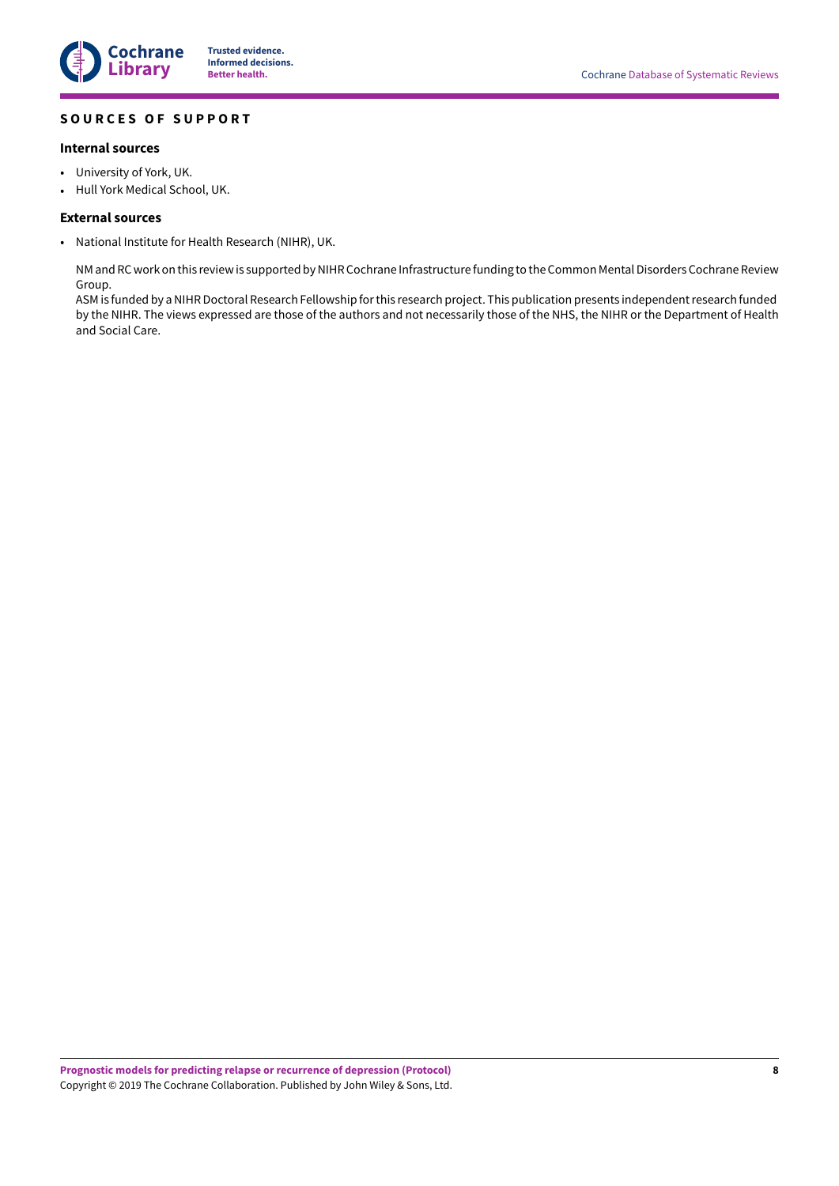## SOURCES OF SUPPORT

### Internal sources

- University of York, UK.
- Hull York Medical School, UK.

### External sources

- National Institute for Health Research (NIHR), UK.

  NM and RC work on this review is supported by NIHR Cochrane Infrastructure funding to the Common Mental Disorders Cochrane Review Group.
  ASM is funded by a NIHR Doctoral Research Fellowship for this research project. This publication presents independent research funded by the NIHR. The views expressed are those of the authors and not necessarily those of the NHS, the NIHR or the Department of Health and Social Care.